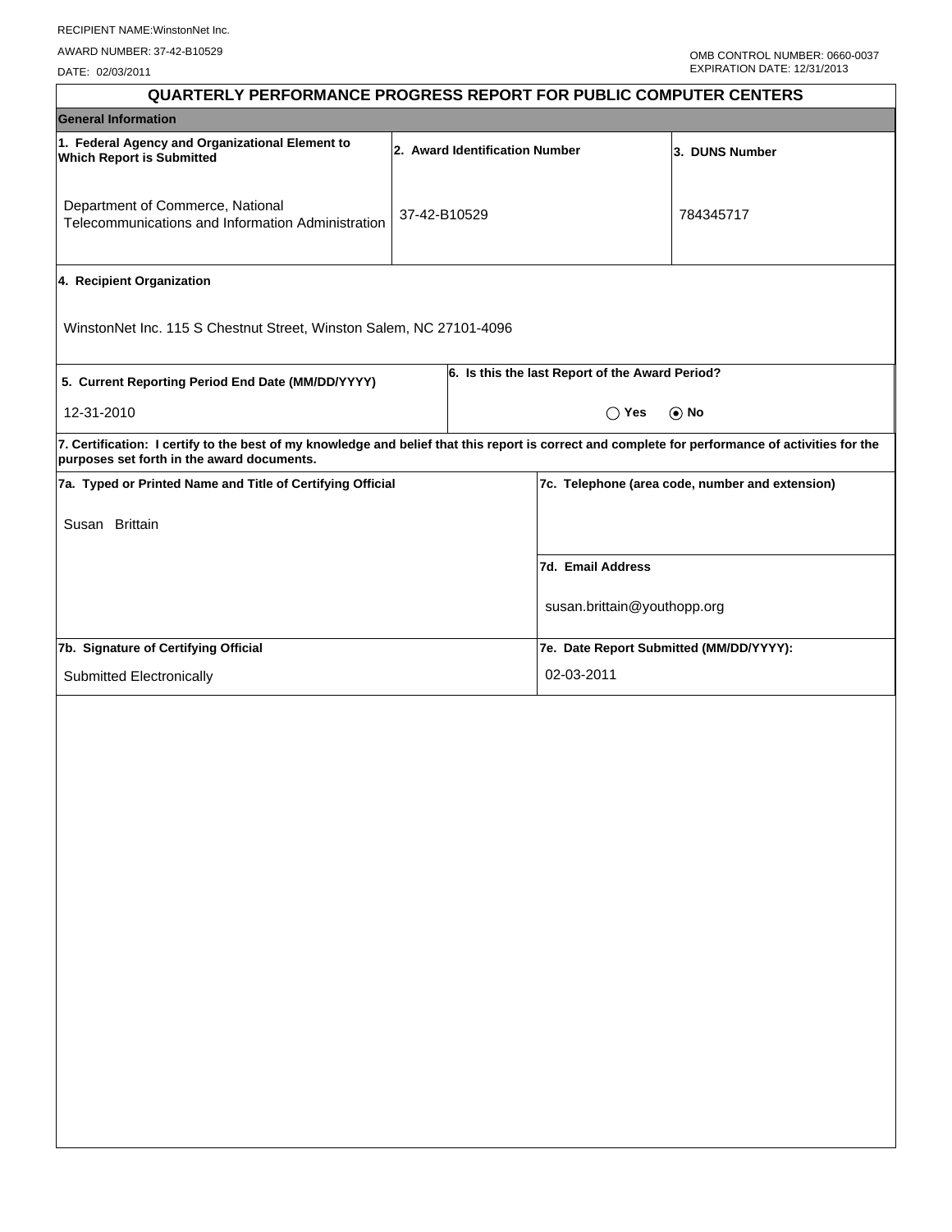RECIPIENT NAME:WinstonNet Inc.

AWARD NUMBER: 37-42-B10529

DATE: 02/03/2011

OMB CONTROL NUMBER: 0660-0037
EXPIRATION DATE: 12/31/2013

# QUARTERLY PERFORMANCE PROGRESS REPORT FOR PUBLIC COMPUTER CENTERS

## General Information

| 1. Federal Agency and Organizational Element to Which Report is Submitted | 2. Award Identification Number | 3. DUNS Number |
|---|---|---|
| Department of Commerce, National Telecommunications and Information Administration | 37-42-B10529 | 784345717 |

**4. Recipient Organization**

WinstonNet Inc. 115 S Chestnut Street, Winston Salem, NC 27101-4096

| 5. Current Reporting Period End Date (MM/DD/YYYY) | 6. Is this the last Report of the Award Period? |
|---|---|
| 12-31-2010 | ◯ Yes ⦿ No |

**7. Certification: I certify to the best of my knowledge and belief that this report is correct and complete for performance of activities for the purposes set forth in the award documents.**

| 7a. Typed or Printed Name and Title of Certifying Official | 7c. Telephone (area code, number and extension) |
|---|---|
| Susan Brittain | |
| | **7d. Email Address** |
| | susan.brittain@youthopp.org |
| **7b. Signature of Certifying Official** | **7e. Date Report Submitted (MM/DD/YYYY):** |
| Submitted Electronically | 02-03-2011 |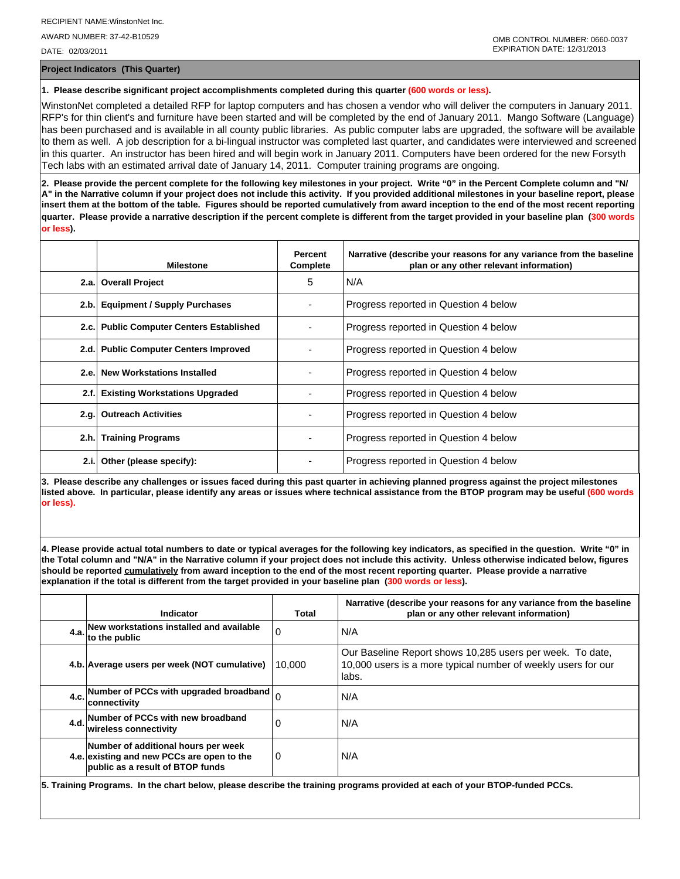RECIPIENT NAME:WinstonNet Inc.

AWARD NUMBER: 37-42-B10529

DATE: 02/03/2011

OMB CONTROL NUMBER: 0660-0037
EXPIRATION DATE: 12/31/2013

## Project Indicators (This Quarter)

**1. Please describe significant project accomplishments completed during this quarter (600 words or less).**

WinstonNet completed a detailed RFP for laptop computers and has chosen a vendor who will deliver the computers in January 2011. RFP's for thin client's and furniture have been started and will be completed by the end of January 2011. Mango Software (Language) has been purchased and is available in all county public libraries. As public computer labs are upgraded, the software will be available to them as well. A job description for a bi-lingual instructor was completed last quarter, and candidates were interviewed and screened in this quarter. An instructor has been hired and will begin work in January 2011. Computers have been ordered for the new Forsyth Tech labs with an estimated arrival date of January 14, 2011. Computer training programs are ongoing.

**2. Please provide the percent complete for the following key milestones in your project. Write "0" in the Percent Complete column and "N/A" in the Narrative column if your project does not include this activity. If you provided additional milestones in your baseline report, please insert them at the bottom of the table. Figures should be reported cumulatively from award inception to the end of the most recent reporting quarter. Please provide a narrative description if the percent complete is different from the target provided in your baseline plan (300 words or less).**

| | Milestone | Percent Complete | Narrative (describe your reasons for any variance from the baseline plan or any other relevant information) |
|---|---|---|---|
| 2.a. | Overall Project | 5 | N/A |
| 2.b. | Equipment / Supply Purchases | - | Progress reported in Question 4 below |
| 2.c. | Public Computer Centers Established | - | Progress reported in Question 4 below |
| 2.d. | Public Computer Centers Improved | - | Progress reported in Question 4 below |
| 2.e. | New Workstations Installed | - | Progress reported in Question 4 below |
| 2.f. | Existing Workstations Upgraded | - | Progress reported in Question 4 below |
| 2.g. | Outreach Activities | - | Progress reported in Question 4 below |
| 2.h. | Training Programs | - | Progress reported in Question 4 below |
| 2.i. | Other (please specify): | - | Progress reported in Question 4 below |

**3. Please describe any challenges or issues faced during this past quarter in achieving planned progress against the project milestones listed above. In particular, please identify any areas or issues where technical assistance from the BTOP program may be useful (600 words or less).**

**4. Please provide actual total numbers to date or typical averages for the following key indicators, as specified in the question. Write "0" in the Total column and "N/A" in the Narrative column if your project does not include this activity. Unless otherwise indicated below, figures should be reported cumulatively from award inception to the end of the most recent reporting quarter. Please provide a narrative explanation if the total is different from the target provided in your baseline plan (300 words or less).**

| | Indicator | Total | Narrative (describe your reasons for any variance from the baseline plan or any other relevant information) |
|---|---|---|---|
| 4.a. | New workstations installed and available to the public | 0 | N/A |
| 4.b. | Average users per week (NOT cumulative) | 10,000 | Our Baseline Report shows 10,285 users per week. To date, 10,000 users is a more typical number of weekly users for our labs. |
| 4.c. | Number of PCCs with upgraded broadband connectivity | 0 | N/A |
| 4.d. | Number of PCCs with new broadband wireless connectivity | 0 | N/A |
| 4.e. | Number of additional hours per week existing and new PCCs are open to the public as a result of BTOP funds | 0 | N/A |

**5. Training Programs. In the chart below, please describe the training programs provided at each of your BTOP-funded PCCs.**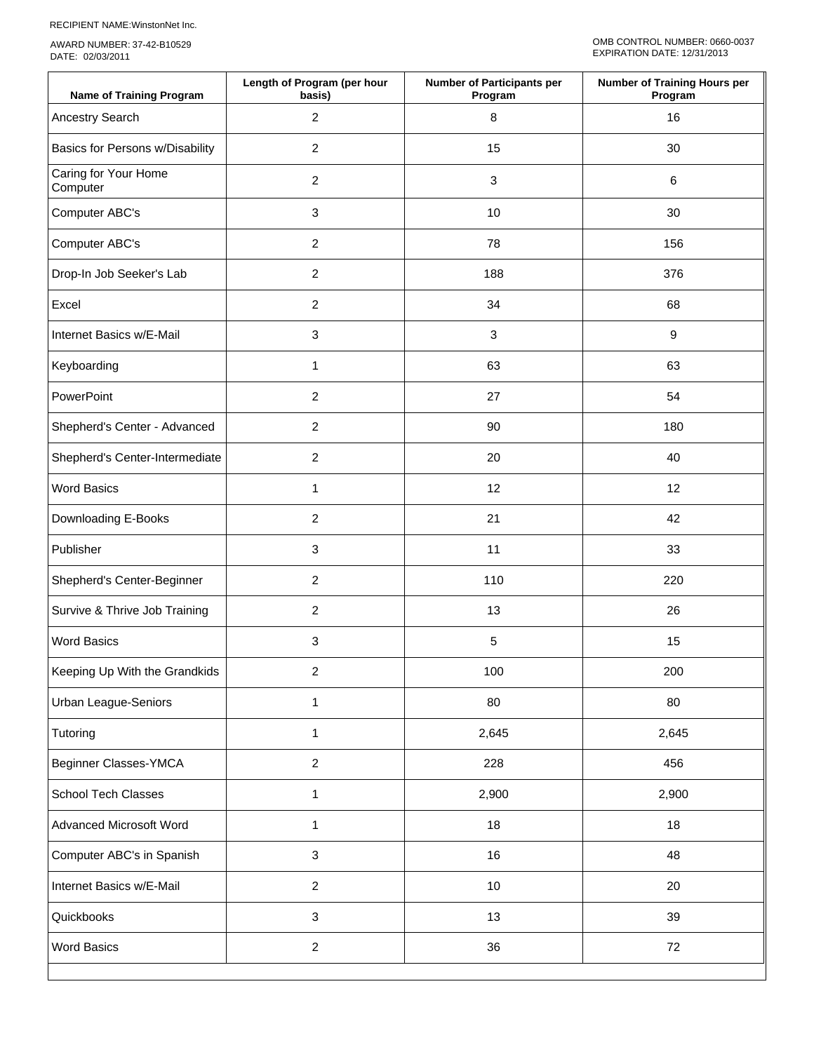RECIPIENT NAME:WinstonNet Inc.

AWARD NUMBER: 37-42-B10529
DATE: 02/03/2011

OMB CONTROL NUMBER: 0660-0037
EXPIRATION DATE: 12/31/2013

| Name of Training Program | Length of Program (per hour basis) | Number of Participants per Program | Number of Training Hours per Program |
|---|---|---|---|
| Ancestry Search | 2 | 8 | 16 |
| Basics for Persons w/Disability | 2 | 15 | 30 |
| Caring for Your Home Computer | 2 | 3 | 6 |
| Computer ABC's | 3 | 10 | 30 |
| Computer ABC's | 2 | 78 | 156 |
| Drop-In Job Seeker's Lab | 2 | 188 | 376 |
| Excel | 2 | 34 | 68 |
| Internet Basics w/E-Mail | 3 | 3 | 9 |
| Keyboarding | 1 | 63 | 63 |
| PowerPoint | 2 | 27 | 54 |
| Shepherd's Center - Advanced | 2 | 90 | 180 |
| Shepherd's Center-Intermediate | 2 | 20 | 40 |
| Word Basics | 1 | 12 | 12 |
| Downloading E-Books | 2 | 21 | 42 |
| Publisher | 3 | 11 | 33 |
| Shepherd's Center-Beginner | 2 | 110 | 220 |
| Survive & Thrive Job Training | 2 | 13 | 26 |
| Word Basics | 3 | 5 | 15 |
| Keeping Up With the Grandkids | 2 | 100 | 200 |
| Urban League-Seniors | 1 | 80 | 80 |
| Tutoring | 1 | 2,645 | 2,645 |
| Beginner Classes-YMCA | 2 | 228 | 456 |
| School Tech Classes | 1 | 2,900 | 2,900 |
| Advanced Microsoft Word | 1 | 18 | 18 |
| Computer ABC's in Spanish | 3 | 16 | 48 |
| Internet Basics w/E-Mail | 2 | 10 | 20 |
| Quickbooks | 3 | 13 | 39 |
| Word Basics | 2 | 36 | 72 |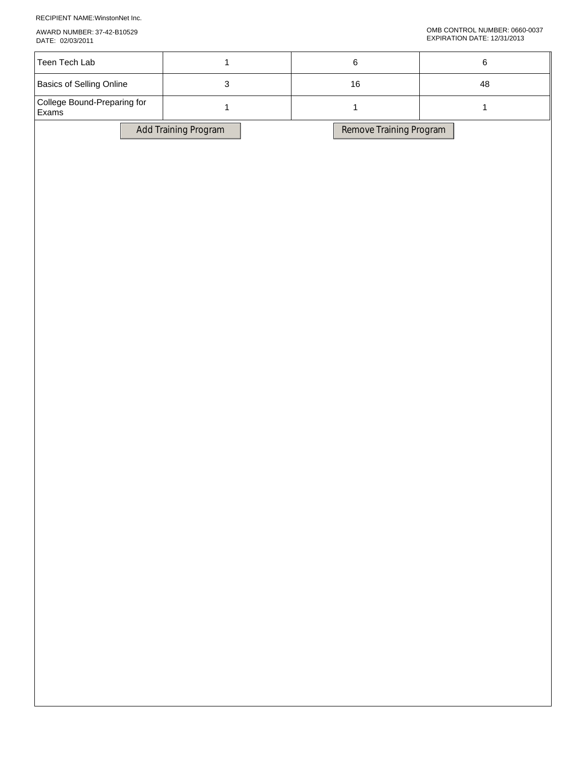| | | | |
|---|---|---|---|
| Teen Tech Lab | 1 | 6 | 6 |
| Basics of Selling Online | 3 | 16 | 48 |
| College Bound-Preparing for Exams | 1 | 1 | 1 |

Add Training Program | Remove Training Program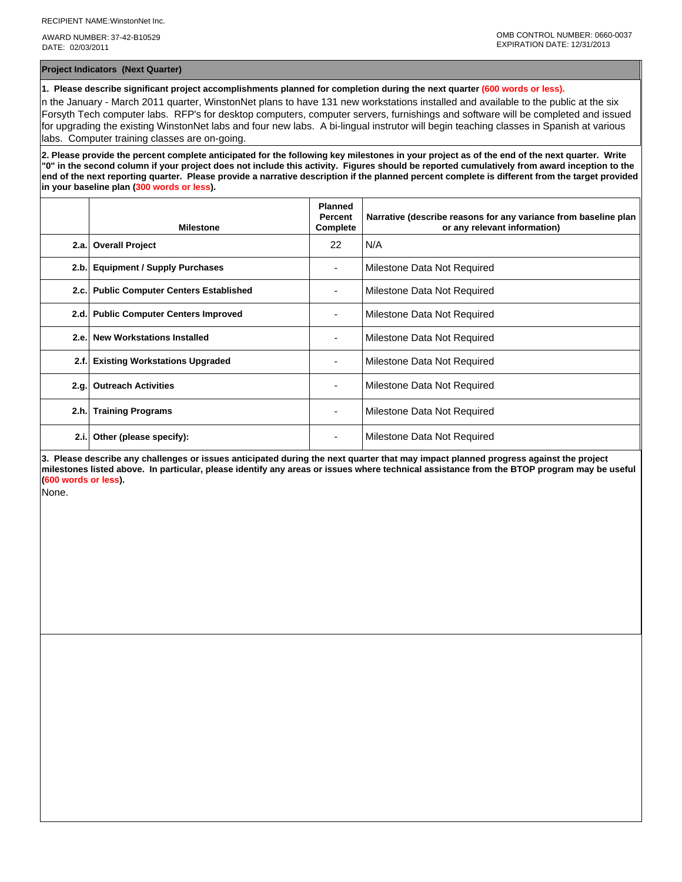RECIPIENT NAME:WinstonNet Inc.

AWARD NUMBER: 37-42-B10529
DATE: 02/03/2011

OMB CONTROL NUMBER: 0660-0037
EXPIRATION DATE: 12/31/2013

## Project Indicators (Next Quarter)

**1. Please describe significant project accomplishments planned for completion during the next quarter (600 words or less).**

n the January - March 2011 quarter, WinstonNet plans to have 131 new workstations installed and available to the public at the six Forsyth Tech computer labs. RFP's for desktop computers, computer servers, furnishings and software will be completed and issued for upgrading the existing WinstonNet labs and four new labs. A bi-lingual instrutor will begin teaching classes in Spanish at various labs. Computer training classes are on-going.

**2. Please provide the percent complete anticipated for the following key milestones in your project as of the end of the next quarter. Write "0" in the second column if your project does not include this activity. Figures should be reported cumulatively from award inception to the end of the next reporting quarter. Please provide a narrative description if the planned percent complete is different from the target provided in your baseline plan (300 words or less).**

| | Milestone | Planned Percent Complete | Narrative (describe reasons for any variance from baseline plan or any relevant information) |
|---|---|---|---|
| 2.a. | Overall Project | 22 | N/A |
| 2.b. | Equipment / Supply Purchases | - | Milestone Data Not Required |
| 2.c. | Public Computer Centers Established | - | Milestone Data Not Required |
| 2.d. | Public Computer Centers Improved | - | Milestone Data Not Required |
| 2.e. | New Workstations Installed | - | Milestone Data Not Required |
| 2.f. | Existing Workstations Upgraded | - | Milestone Data Not Required |
| 2.g. | Outreach Activities | - | Milestone Data Not Required |
| 2.h. | Training Programs | - | Milestone Data Not Required |
| 2.i. | Other (please specify): | - | Milestone Data Not Required |

**3. Please describe any challenges or issues anticipated during the next quarter that may impact planned progress against the project milestones listed above. In particular, please identify any areas or issues where technical assistance from the BTOP program may be useful (600 words or less).**

None.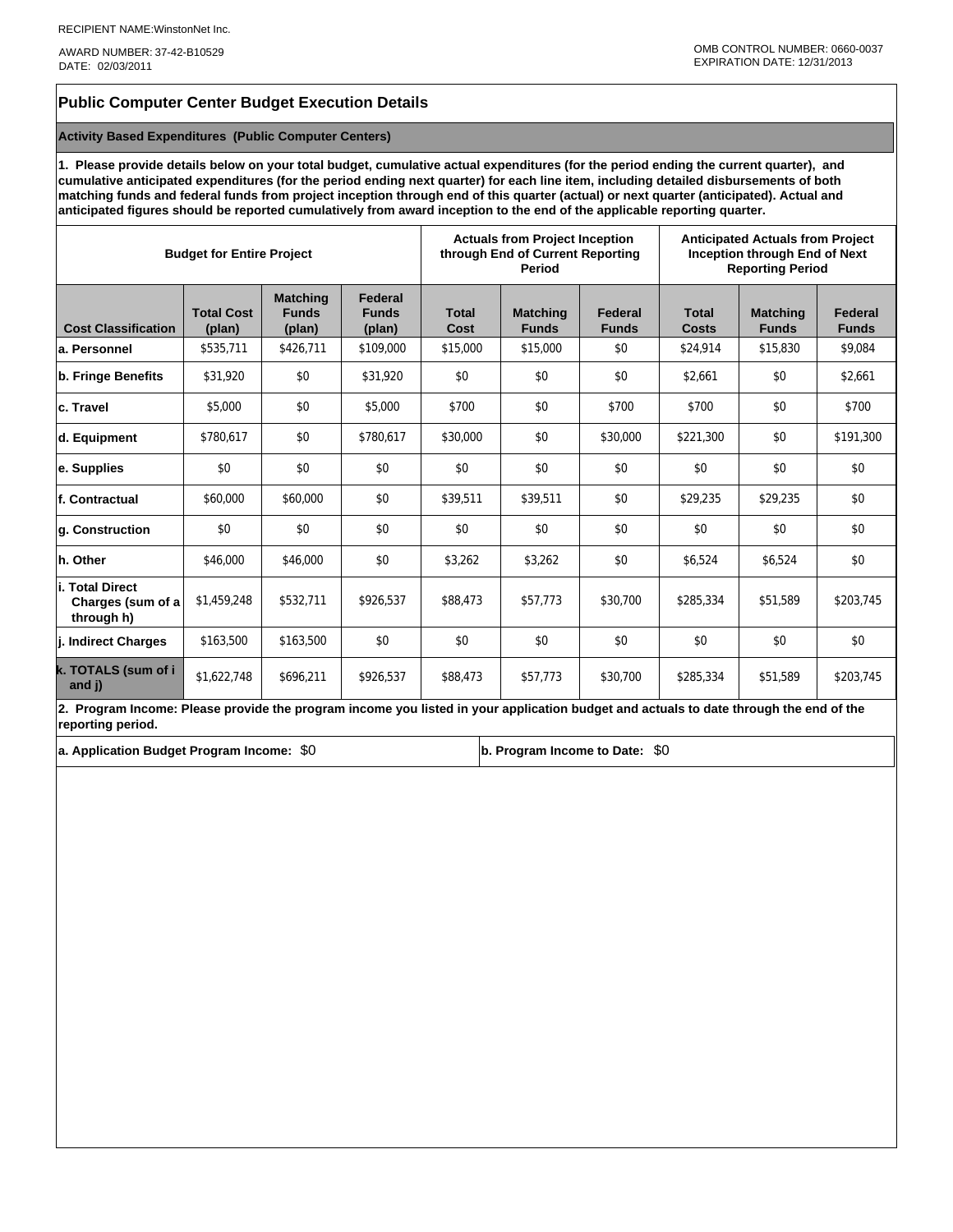RECIPIENT NAME:WinstonNet Inc.

AWARD NUMBER: 37-42-B10529
DATE: 02/03/2011

OMB CONTROL NUMBER: 0660-0037
EXPIRATION DATE: 12/31/2013

## Public Computer Center Budget Execution Details

**Activity Based Expenditures (Public Computer Centers)**

**1. Please provide details below on your total budget, cumulative actual expenditures (for the period ending the current quarter), and cumulative anticipated expenditures (for the period ending next quarter) for each line item, including detailed disbursements of both matching funds and federal funds from project inception through end of this quarter (actual) or next quarter (anticipated). Actual and anticipated figures should be reported cumulatively from award inception to the end of the applicable reporting quarter.**

| Budget for Entire Project | | | | Actuals from Project Inception through End of Current Reporting Period | | | Anticipated Actuals from Project Inception through End of Next Reporting Period | | |
|---|---|---|---|---|---|---|---|---|---|
| Cost Classification | Total Cost (plan) | Matching Funds (plan) | Federal Funds (plan) | Total Cost | Matching Funds | Federal Funds | Total Costs | Matching Funds | Federal Funds |
| a. Personnel | $535,711 | $426,711 | $109,000 | $15,000 | $15,000 | $0 | $24,914 | $15,830 | $9,084 |
| b. Fringe Benefits | $31,920 | $0 | $31,920 | $0 | $0 | $0 | $2,661 | $0 | $2,661 |
| c. Travel | $5,000 | $0 | $5,000 | $700 | $0 | $700 | $700 | $0 | $700 |
| d. Equipment | $780,617 | $0 | $780,617 | $30,000 | $0 | $30,000 | $221,300 | $0 | $191,300 |
| e. Supplies | $0 | $0 | $0 | $0 | $0 | $0 | $0 | $0 | $0 |
| f. Contractual | $60,000 | $60,000 | $0 | $39,511 | $39,511 | $0 | $29,235 | $29,235 | $0 |
| g. Construction | $0 | $0 | $0 | $0 | $0 | $0 | $0 | $0 | $0 |
| h. Other | $46,000 | $46,000 | $0 | $3,262 | $3,262 | $0 | $6,524 | $6,524 | $0 |
| i. Total Direct Charges (sum of a through h) | $1,459,248 | $532,711 | $926,537 | $88,473 | $57,773 | $30,700 | $285,334 | $51,589 | $203,745 |
| j. Indirect Charges | $163,500 | $163,500 | $0 | $0 | $0 | $0 | $0 | $0 | $0 |
| k. TOTALS (sum of i and j) | $1,622,748 | $696,211 | $926,537 | $88,473 | $57,773 | $30,700 | $285,334 | $51,589 | $203,745 |

**2. Program Income: Please provide the program income you listed in your application budget and actuals to date through the end of the reporting period.**

**a. Application Budget Program Income:** $0

**b. Program Income to Date:** $0